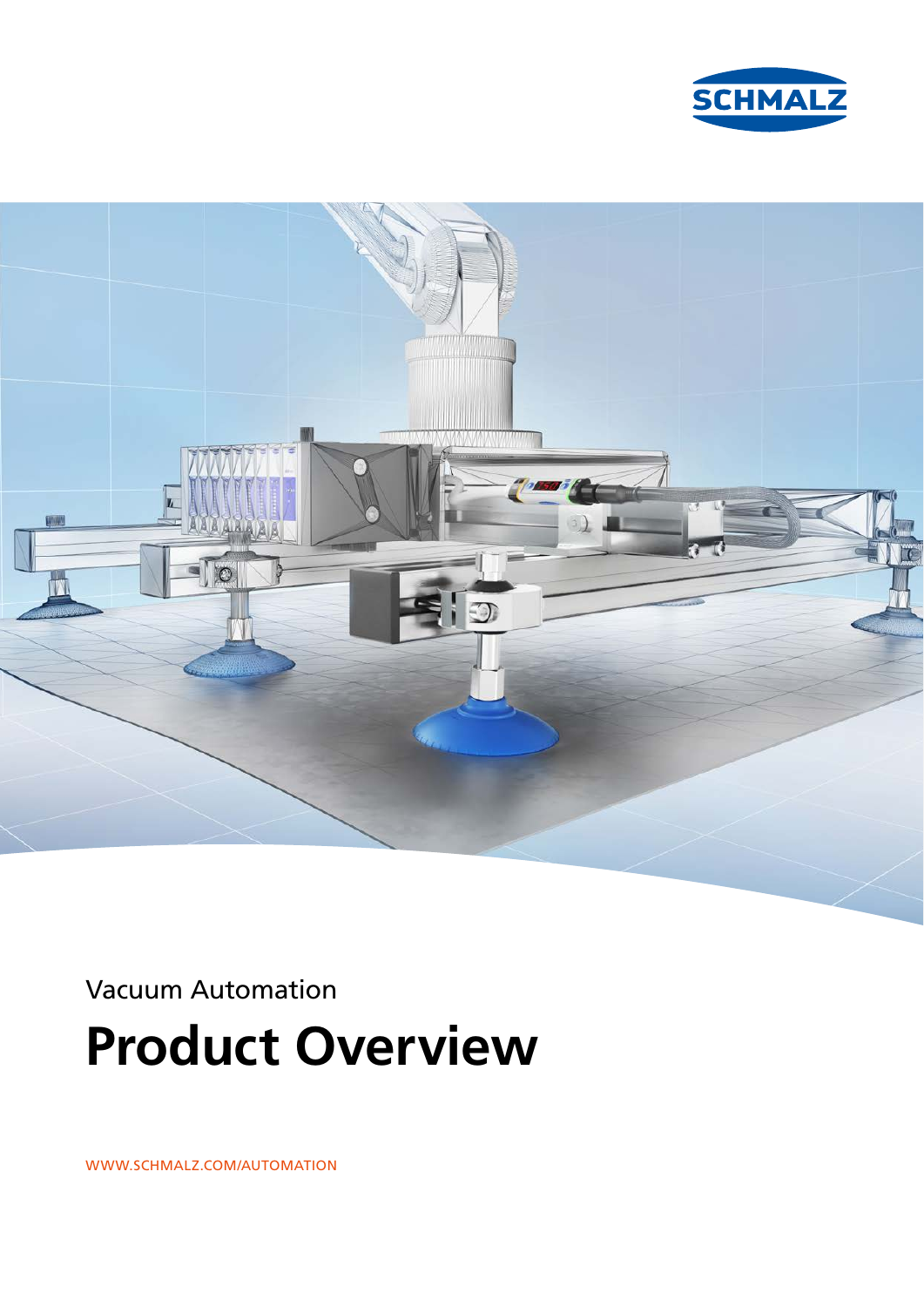SCHMALZ

Vacuum Automation

# Product Overview

WWW.SCHMALZ.COM/AUTOMATION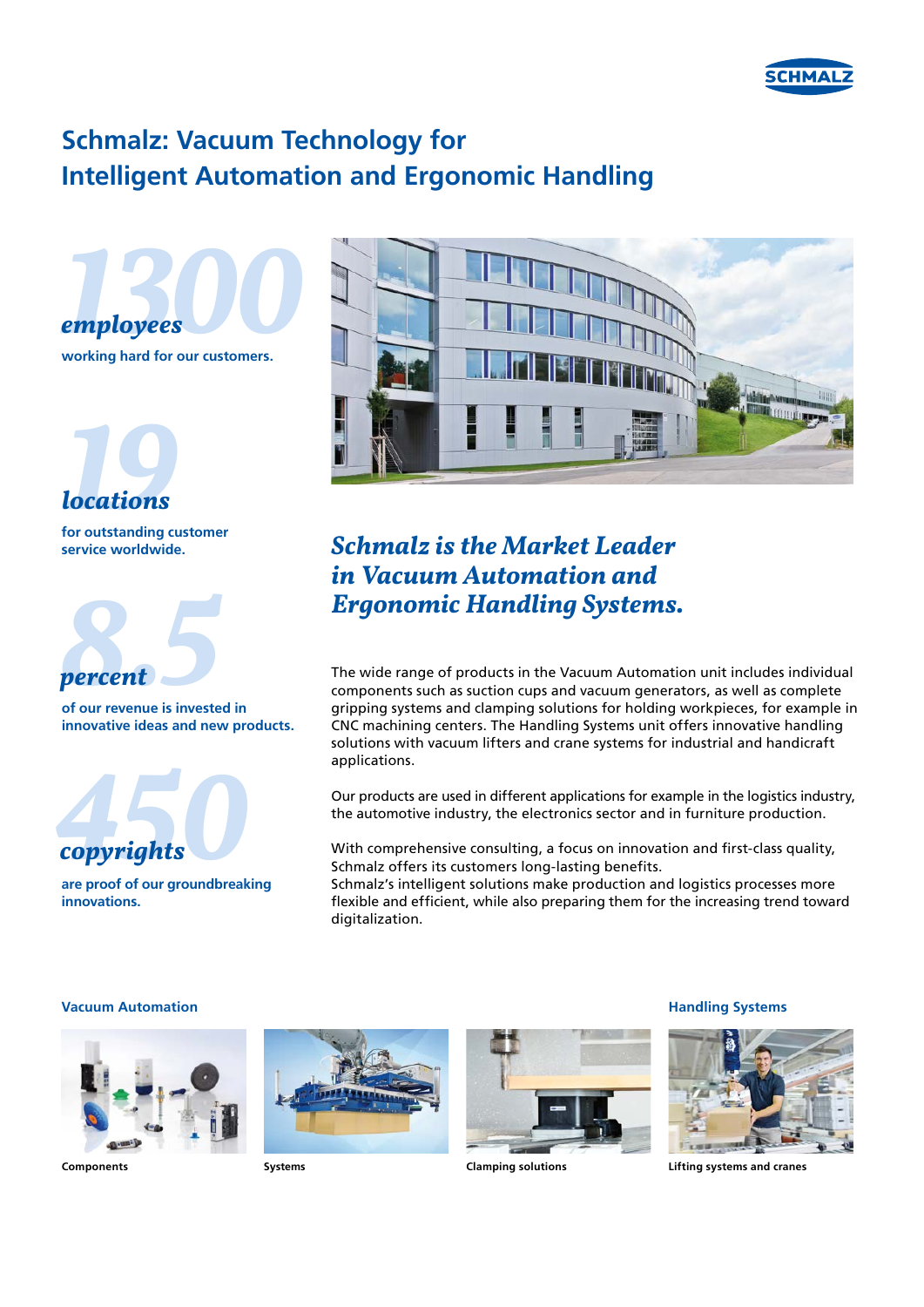# Schmalz: Vacuum Technology for Intelligent Automation and Ergonomic Handling

**1300** *employees*

**working hard for our customers.**

**19** *locations*

**for outstanding customer service worldwide.**

**8.5** *percent*

**of our revenue is invested in innovative ideas and new products.**

**450** *copyrights*

**are proof of our groundbreaking innovations.**

## *Schmalz is the Market Leader in Vacuum Automation and Ergonomic Handling Systems.*

The wide range of products in the Vacuum Automation unit includes individual components such as suction cups and vacuum generators, as well as complete gripping systems and clamping solutions for holding workpieces, for example in CNC machining centers. The Handling Systems unit offers innovative handling solutions with vacuum lifters and crane systems for industrial and handicraft applications.

Our products are used in different applications for example in the logistics industry, the automotive industry, the electronics sector and in furniture production.

With comprehensive consulting, a focus on innovation and first-class quality, Schmalz offers its customers long-lasting benefits.
Schmalz's intelligent solutions make production and logistics processes more flexible and efficient, while also preparing them for the increasing trend toward digitalization.

**Vacuum Automation**

**Components**

**Systems**

**Clamping solutions**

**Handling Systems**

**Lifting systems and cranes**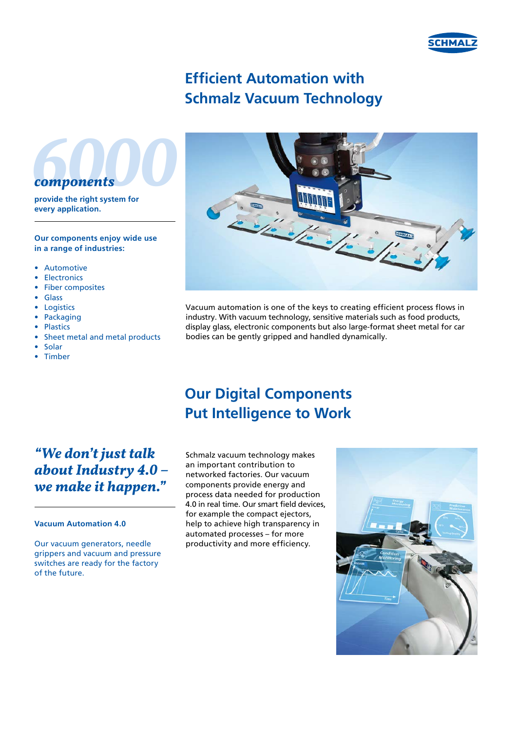# Efficient Automation with Schmalz Vacuum Technology

**6000 *components***

**provide the right system for every application.**

**Our components enjoy wide use in a range of industries:**

- Automotive
- Electronics
- Fiber composites
- Glass
- Logistics
- Packaging
- Plastics
- Sheet metal and metal products
- Solar
- Timber

Vacuum automation is one of the keys to creating efficient process flows in industry. With vacuum technology, sensitive materials such as food products, display glass, electronic components but also large-format sheet metal for car bodies can be gently gripped and handled dynamically.

## Our Digital Components Put Intelligence to Work

***"We don't just talk about Industry 4.0 – we make it happen."***

**Vacuum Automation 4.0**

Our vacuum generators, needle grippers and vacuum and pressure switches are ready for the factory of the future.

Schmalz vacuum technology makes an important contribution to networked factories. Our vacuum components provide energy and process data needed for production 4.0 in real time. Our smart field devices, for example the compact ejectors, help to achieve high transparency in automated processes – for more productivity and more efficiency.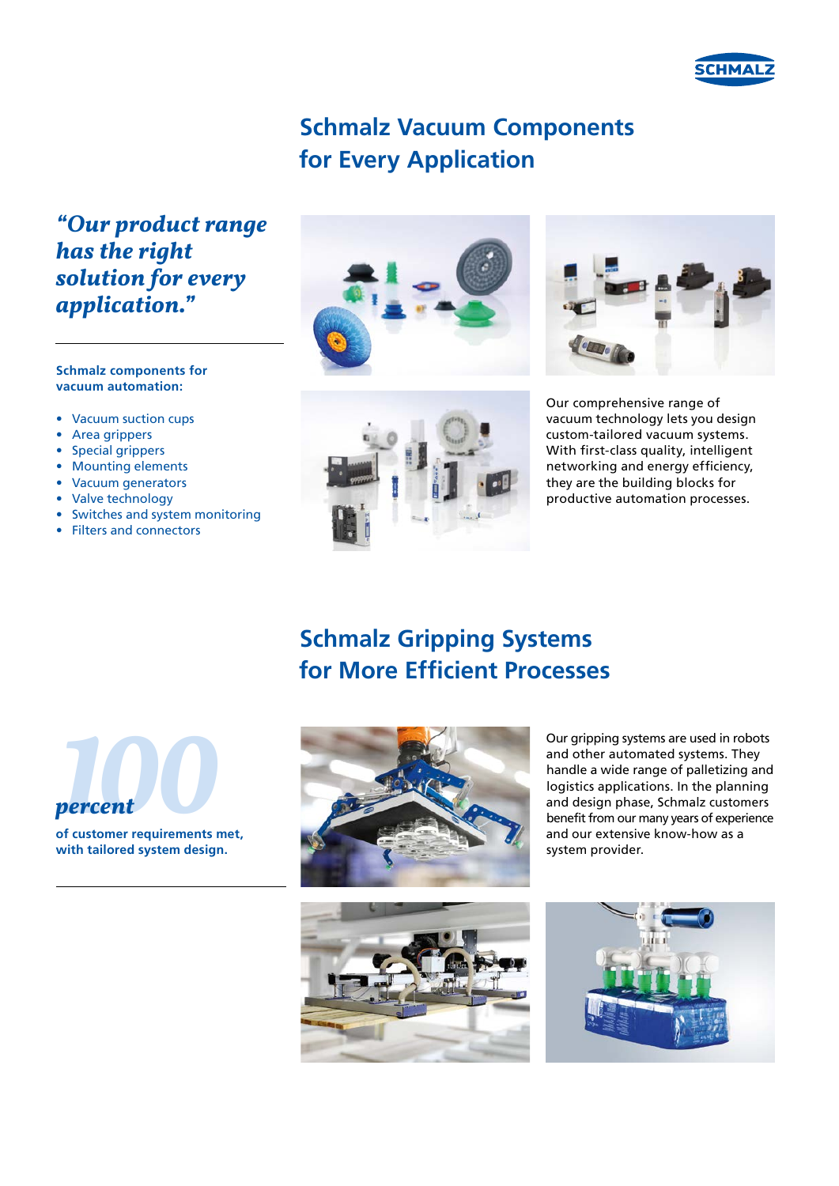# Schmalz Vacuum Components for Every Application

*"Our product range has the right solution for every application."*

**Schmalz components for vacuum automation:**

- Vacuum suction cups
- Area grippers
- Special grippers
- Mounting elements
- Vacuum generators
- Valve technology
- Switches and system monitoring
- Filters and connectors

Our comprehensive range of vacuum technology lets you design custom-tailored vacuum systems. With first-class quality, intelligent networking and energy efficiency, they are the building blocks for productive automation processes.

# Schmalz Gripping Systems for More Efficient Processes

**100** *percent*

**of customer requirements met, with tailored system design.**

Our gripping systems are used in robots and other automated systems. They handle a wide range of palletizing and logistics applications. In the planning and design phase, Schmalz customers benefit from our many years of experience and our extensive know-how as a system provider.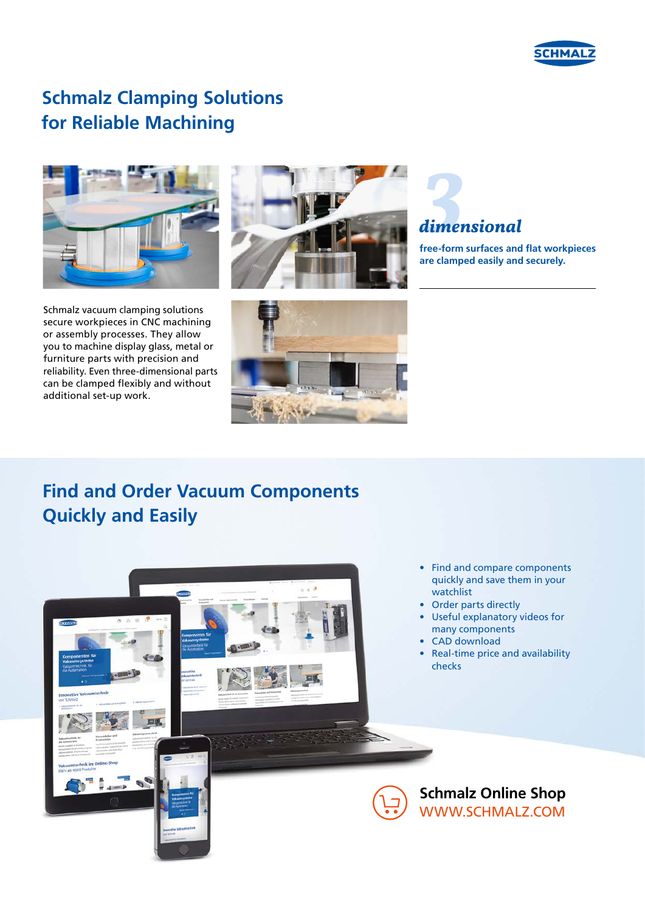# Schmalz Clamping Solutions for Reliable Machining

***3 dimensional***

**free-form surfaces and flat workpieces are clamped easily and securely.**

Schmalz vacuum clamping solutions secure workpieces in CNC machining or assembly processes. They allow you to machine display glass, metal or furniture parts with precision and reliability. Even three-dimensional parts can be clamped flexibly and without additional set-up work.

# Find and Order Vacuum Components Quickly and Easily

- Find and compare components quickly and save them in your watchlist
- Order parts directly
- Useful explanatory videos for many components
- CAD download
- Real-time price and availability checks

**Schmalz Online Shop**
WWW.SCHMALZ.COM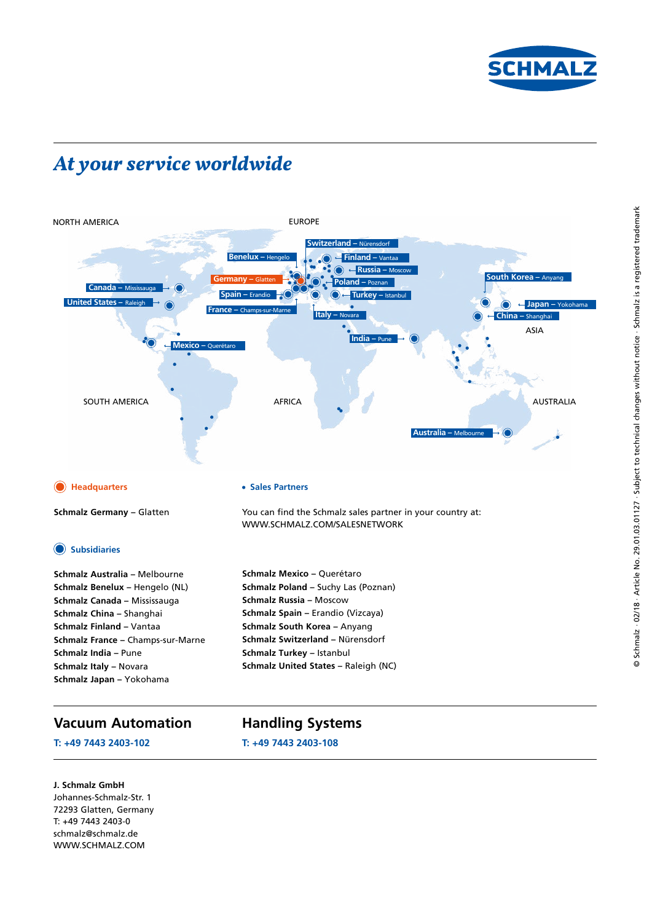SCHMALZ

# *At your service worldwide*

NORTH AMERICA

EUROPE

SOUTH AMERICA

AFRICA

ASIA

AUSTRALIA

Switzerland – Nürensdorf
Benelux – Hengelo
Finland – Vantaa
Russia – Moscow
Germany – Glatten
Poland – Poznan
Spain – Erandio
Turkey – Istanbul
France – Champs-sur-Marne
Italy – Novara
Canada – Mississauga
United States – Raleigh
Mexico – Querétaro
India – Pune
South Korea – Anyang
Japan – Yokohama
China – Shanghai
Australia – Melbourne

**Headquarters**

**Schmalz Germany** – Glatten

**Sales Partners**

You can find the Schmalz sales partner in your country at:
WWW.SCHMALZ.COM/SALESNETWORK

**Subsidiaries**

**Schmalz Australia** – Melbourne
**Schmalz Benelux** – Hengelo (NL)
**Schmalz Canada** – Mississauga
**Schmalz China** – Shanghai
**Schmalz Finland** – Vantaa
**Schmalz France** – Champs-sur-Marne
**Schmalz India** – Pune
**Schmalz Italy** – Novara
**Schmalz Japan** – Yokohama
**Schmalz Mexico** – Querétaro
**Schmalz Poland** – Suchy Las (Poznan)
**Schmalz Russia** – Moscow
**Schmalz Spain** – Erandio (Vizcaya)
**Schmalz South Korea** – Anyang
**Schmalz Switzerland** – Nürensdorf
**Schmalz Turkey** – Istanbul
**Schmalz United States** – Raleigh (NC)

## Vacuum Automation

**T: +49 7443 2403-102**

## Handling Systems

**T: +49 7443 2403-108**

**J. Schmalz GmbH**
Johannes-Schmalz-Str. 1
72293 Glatten, Germany
T: +49 7443 2403-0
schmalz@schmalz.de
WWW.SCHMALZ.COM

© Schmalz · 02/18 · Article No. 29.01.03.01127 · Subject to technical changes without notice · Schmalz is a registered trademark